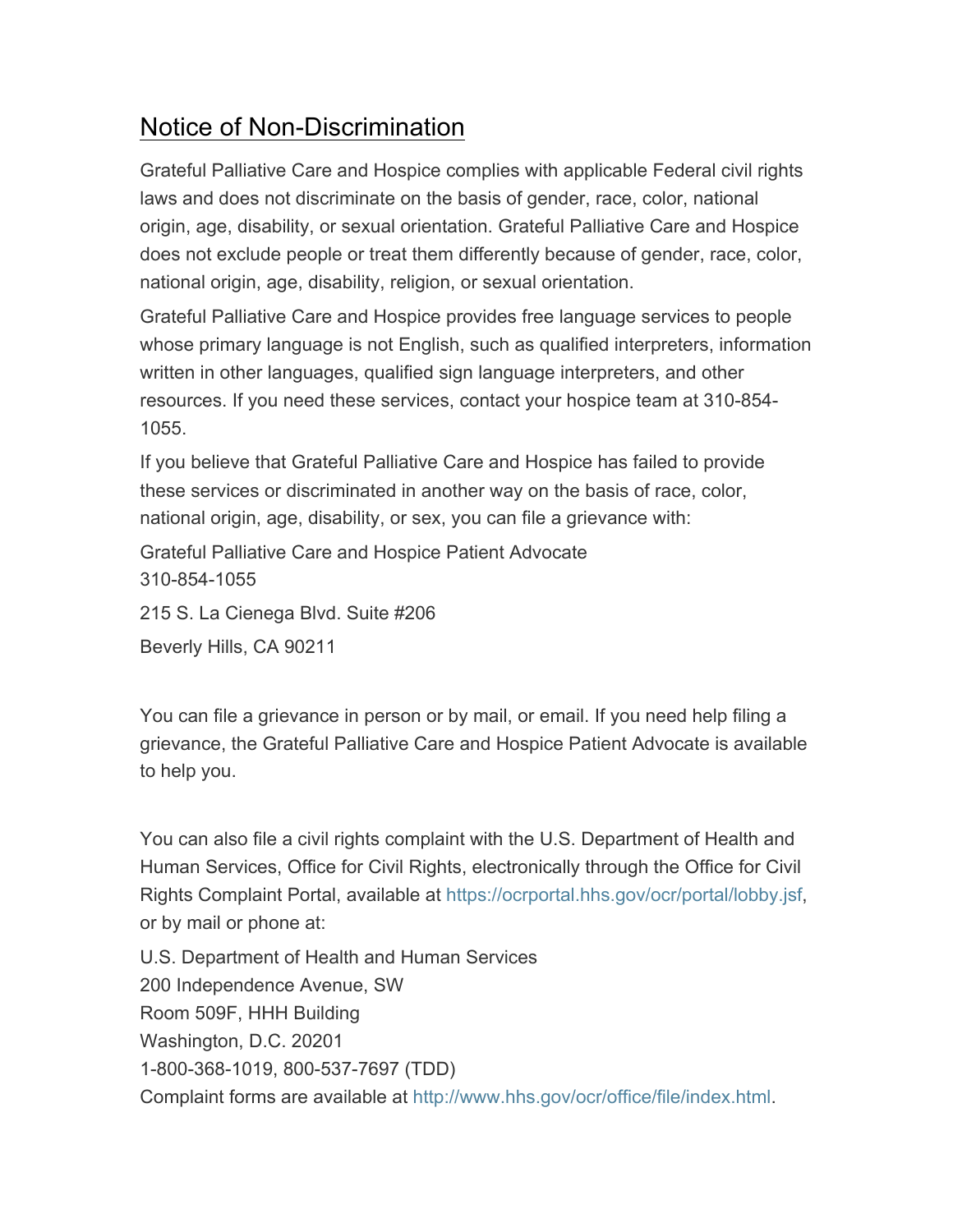# Notice of Non-Discrimination

Grateful Palliative Care and Hospice complies with applicable Federal civil rights laws and does not discriminate on the basis of gender, race, color, national origin, age, disability, or sexual orientation. Grateful Palliative Care and Hospice does not exclude people or treat them differently because of gender, race, color, national origin, age, disability, religion, or sexual orientation.

Grateful Palliative Care and Hospice provides free language services to people whose primary language is not English, such as qualified interpreters, information written in other languages, qualified sign language interpreters, and other resources. If you need these services, contact your hospice team at 310-854-1055.

If you believe that Grateful Palliative Care and Hospice has failed to provide these services or discriminated in another way on the basis of race, color, national origin, age, disability, or sex, you can file a grievance with:

Grateful Palliative Care and Hospice Patient Advocate
310-854-1055

215 S. La Cienega Blvd. Suite #206

Beverly Hills, CA 90211

You can file a grievance in person or by mail, or email. If you need help filing a grievance, the Grateful Palliative Care and Hospice Patient Advocate is available to help you.

You can also file a civil rights complaint with the U.S. Department of Health and Human Services, Office for Civil Rights, electronically through the Office for Civil Rights Complaint Portal, available at https://ocrportal.hhs.gov/ocr/portal/lobby.jsf, or by mail or phone at:

U.S. Department of Health and Human Services
200 Independence Avenue, SW
Room 509F, HHH Building
Washington, D.C. 20201
1-800-368-1019, 800-537-7697 (TDD)
Complaint forms are available at http://www.hhs.gov/ocr/office/file/index.html.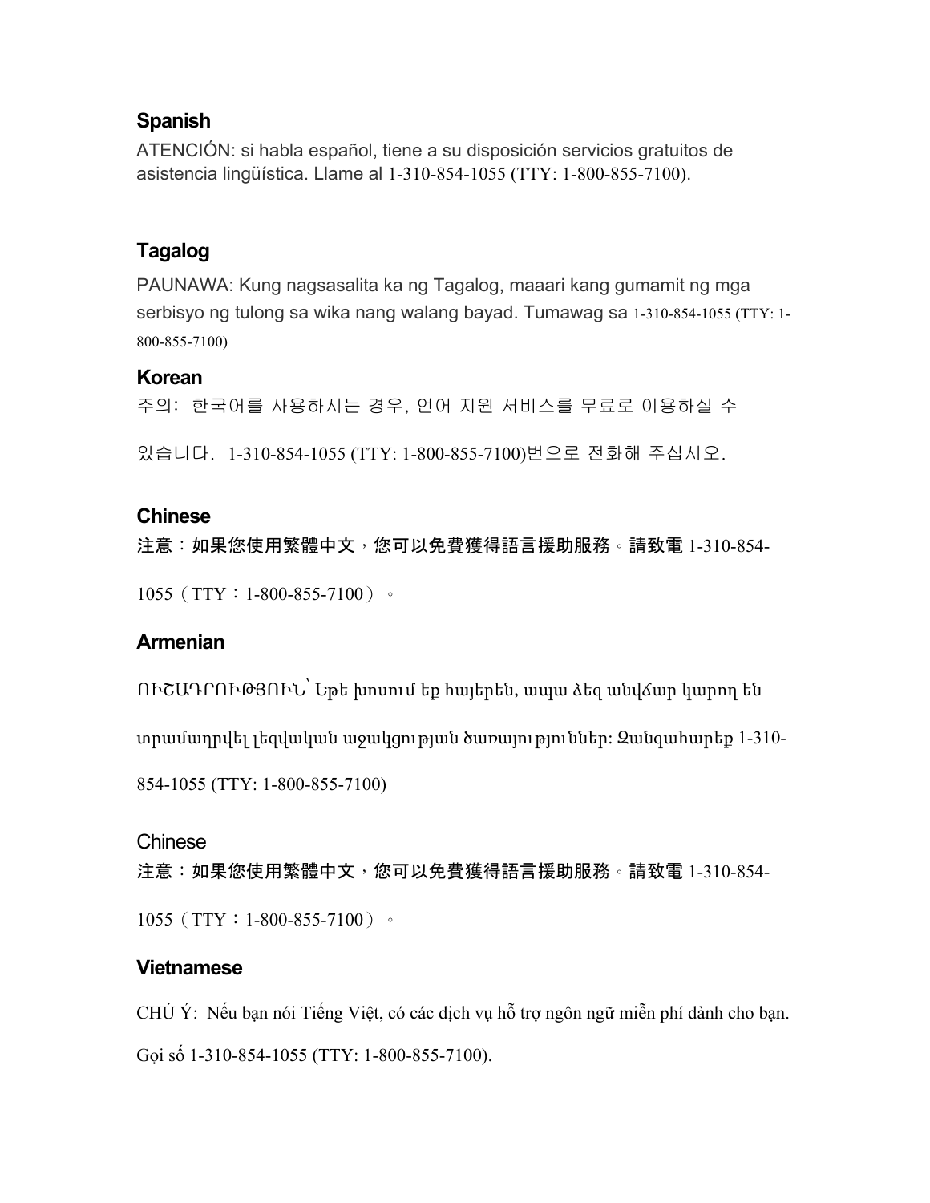## Spanish

ATENCIÓN: si habla español, tiene a su disposición servicios gratuitos de asistencia lingüística. Llame al 1-310-854-1055 (TTY: 1-800-855-7100).

## Tagalog

PAUNAWA: Kung nagsasalita ka ng Tagalog, maaari kang gumamit ng mga serbisyo ng tulong sa wika nang walang bayad. Tumawag sa 1-310-854-1055 (TTY: 1-800-855-7100)

## Korean

주의: 한국어를 사용하시는 경우, 언어 지원 서비스를 무료로 이용하실 수 있습니다. 1-310-854-1055 (TTY: 1-800-855-7100)번으로 전화해 주십시오.

## Chinese

**注意：如果您使用繁體中文，您可以免費獲得語言援助服務。請致電** 1-310-854-1055（TTY：1-800-855-7100）。

## Armenian

ՈՒՇԱԴՐՈՒԹՅՈՒՆ՝ Եթե խոսում եք հայերեն, ապա ձեզ անվճար կարող են տրամադրվել լեզվական աջակցության ծառայություններ: Զանգահարեք 1-310-854-1055 (TTY: 1-800-855-7100)

Chinese

**注意：如果您使用繁體中文，您可以免費獲得語言援助服務。請致電** 1-310-854-1055（TTY：1-800-855-7100）。

## Vietnamese

CHÚ Ý: Nếu bạn nói Tiếng Việt, có các dịch vụ hỗ trợ ngôn ngữ miễn phí dành cho bạn. Gọi số 1-310-854-1055 (TTY: 1-800-855-7100).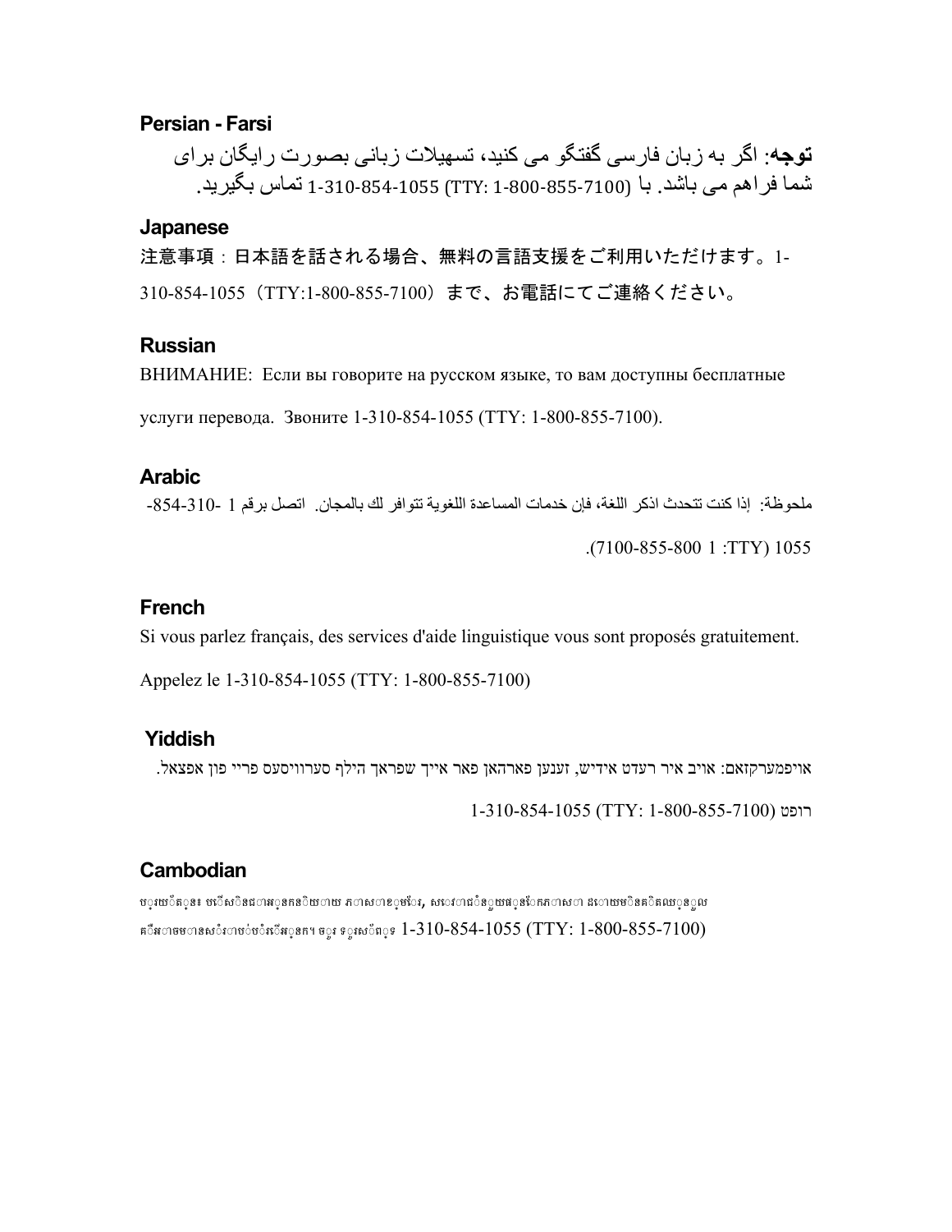### Persian - Farsi

**توجه**: اگر به زبان فارسی گفتگو می کنید، تسهیلات زبانی بصورت رایگان برای شما فراهم می باشد. با 1-310-854-1055 (TTY: 1-800-855-7100) تماس بگیرید.

### Japanese

注意事項：日本語を話される場合、無料の言語支援をご利用いただけます。1-310-854-1055（TTY:1-800-855-7100）まで、お電話にてご連絡ください。

### Russian

ВНИМАНИЕ: Если вы говорите на русском языке, то вам доступны бесплатные услуги перевода. Звоните 1-310-854-1055 (TTY: 1-800-855-7100).

### Arabic

ملحوظة: إذا كنت تتحدث اذكر اللغة، فإن خدمات المساعدة اللغوية تتوافر لك بالمجان. اتصل برقم 1-310-854-1055 (TTY: 1-800-855-7100).

### French

Si vous parlez français, des services d'aide linguistique vous sont proposés gratuitement.

Appelez le 1-310-854-1055 (TTY: 1-800-855-7100)

### Yiddish

אויפמערקזאם: אויב איר רעדט אידיש, זענען פארהאן פאר אייך שפראך הילף סערוויסעס פריי פון אפצאל.

רופט 1-310-854-1055 (TTY: 1-800-855-7100)

### Cambodian

ប្រយ័ត្ន៖ បើសិនជាអ្នកនិយាយ ភាសាខ្មែរ, សេវាជំនួយផ្នែកភាសា ដោយមិនគិតឈ្នួល គឺអាចមានសំរាប់បំរើអ្នក។ ចូរ ទូរស័ព្ទ 1-310-854-1055 (TTY: 1-800-855-7100)